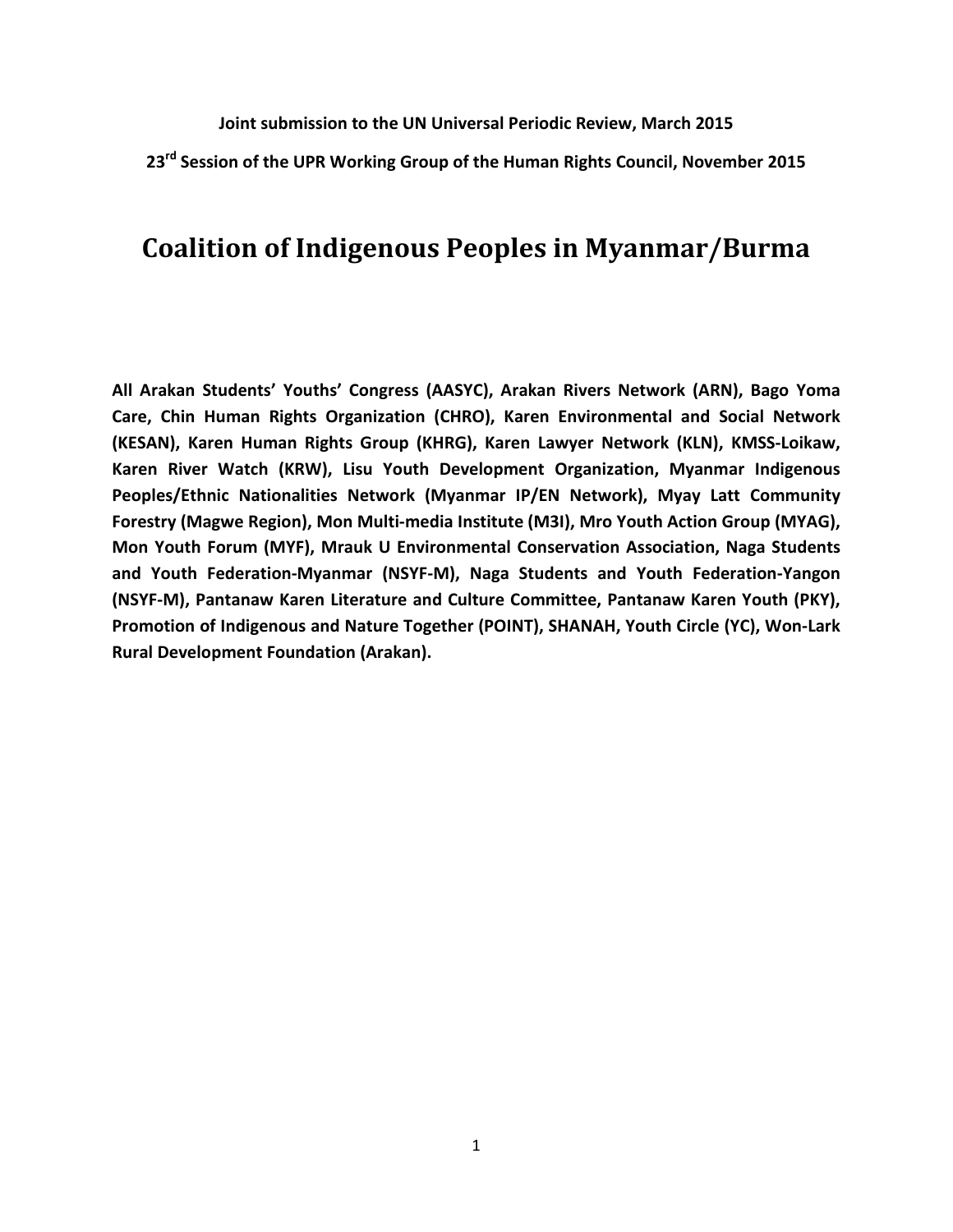**Joint submission to the UN Universal Periodic Review, March 2015**

**23rd Session of the UPR Working Group of the Human Rights Council, November 2015**

# Coalition of Indigenous Peoples in Myanmar/Burma

**All Arakan Students' Youths' Congress (AASYC), Arakan Rivers Network (ARN), Bago Yoma Care, Chin Human Rights Organization (CHRO), Karen Environmental and Social Network (KESAN), Karen Human Rights Group (KHRG), Karen Lawyer Network (KLN), KMSS-Loikaw, Karen River Watch (KRW), Lisu Youth Development Organization, Myanmar Indigenous Peoples/Ethnic Nationalities Network (Myanmar IP/EN Network), Myay Latt Community Forestry (Magwe Region), Mon Multi-media Institute (M3I), Mro Youth Action Group (MYAG), Mon Youth Forum (MYF), Mrauk U Environmental Conservation Association, Naga Students and Youth Federation-Myanmar (NSYF-M), Naga Students and Youth Federation-Yangon (NSYF-M), Pantanaw Karen Literature and Culture Committee, Pantanaw Karen Youth (PKY), Promotion of Indigenous and Nature Together (POINT), SHANAH, Youth Circle (YC), Won-Lark Rural Development Foundation (Arakan).**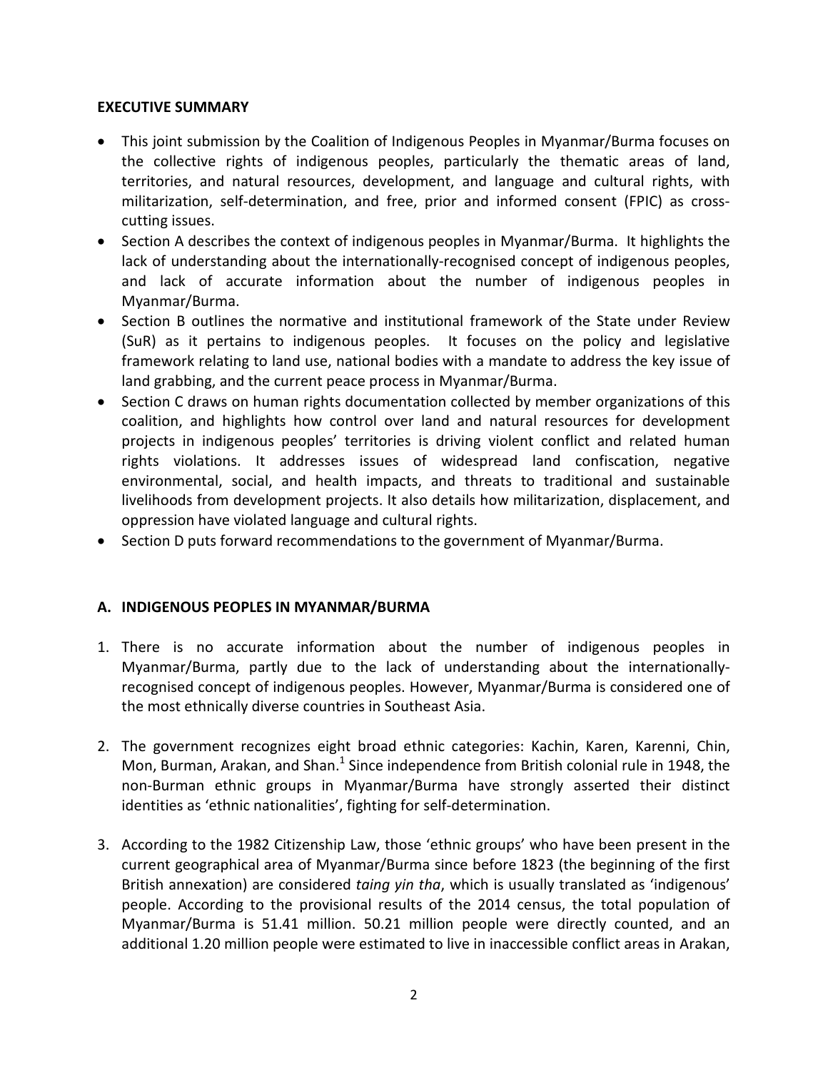## EXECUTIVE SUMMARY

- This joint submission by the Coalition of Indigenous Peoples in Myanmar/Burma focuses on the collective rights of indigenous peoples, particularly the thematic areas of land, territories, and natural resources, development, and language and cultural rights, with militarization, self-determination, and free, prior and informed consent (FPIC) as cross-cutting issues.
- Section A describes the context of indigenous peoples in Myanmar/Burma. It highlights the lack of understanding about the internationally-recognised concept of indigenous peoples, and lack of accurate information about the number of indigenous peoples in Myanmar/Burma.
- Section B outlines the normative and institutional framework of the State under Review (SuR) as it pertains to indigenous peoples. It focuses on the policy and legislative framework relating to land use, national bodies with a mandate to address the key issue of land grabbing, and the current peace process in Myanmar/Burma.
- Section C draws on human rights documentation collected by member organizations of this coalition, and highlights how control over land and natural resources for development projects in indigenous peoples' territories is driving violent conflict and related human rights violations. It addresses issues of widespread land confiscation, negative environmental, social, and health impacts, and threats to traditional and sustainable livelihoods from development projects. It also details how militarization, displacement, and oppression have violated language and cultural rights.
- Section D puts forward recommendations to the government of Myanmar/Burma.

## A. INDIGENOUS PEOPLES IN MYANMAR/BURMA

1. There is no accurate information about the number of indigenous peoples in Myanmar/Burma, partly due to the lack of understanding about the internationally-recognised concept of indigenous peoples. However, Myanmar/Burma is considered one of the most ethnically diverse countries in Southeast Asia.

2. The government recognizes eight broad ethnic categories: Kachin, Karen, Karenni, Chin, Mon, Burman, Arakan, and Shan.[1] Since independence from British colonial rule in 1948, the non-Burman ethnic groups in Myanmar/Burma have strongly asserted their distinct identities as 'ethnic nationalities', fighting for self-determination.

3. According to the 1982 Citizenship Law, those 'ethnic groups' who have been present in the current geographical area of Myanmar/Burma since before 1823 (the beginning of the first British annexation) are considered *taing yin tha*, which is usually translated as 'indigenous' people. According to the provisional results of the 2014 census, the total population of Myanmar/Burma is 51.41 million. 50.21 million people were directly counted, and an additional 1.20 million people were estimated to live in inaccessible conflict areas in Arakan,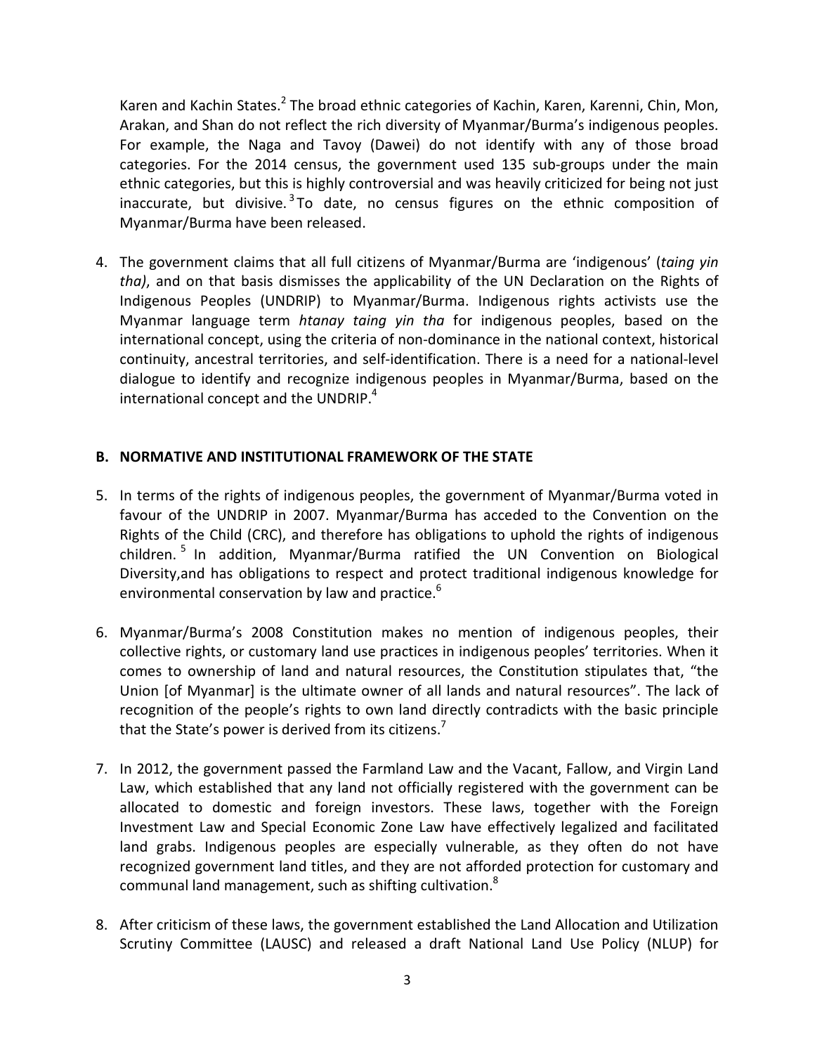Karen and Kachin States.[2] The broad ethnic categories of Kachin, Karen, Karenni, Chin, Mon, Arakan, and Shan do not reflect the rich diversity of Myanmar/Burma's indigenous peoples. For example, the Naga and Tavoy (Dawei) do not identify with any of those broad categories. For the 2014 census, the government used 135 sub-groups under the main ethnic categories, but this is highly controversial and was heavily criticized for being not just inaccurate, but divisive.[3] To date, no census figures on the ethnic composition of Myanmar/Burma have been released.

4. The government claims that all full citizens of Myanmar/Burma are 'indigenous' (*taing yin tha)*, and on that basis dismisses the applicability of the UN Declaration on the Rights of Indigenous Peoples (UNDRIP) to Myanmar/Burma. Indigenous rights activists use the Myanmar language term *htanay taing yin tha* for indigenous peoples, based on the international concept, using the criteria of non-dominance in the national context, historical continuity, ancestral territories, and self-identification. There is a need for a national-level dialogue to identify and recognize indigenous peoples in Myanmar/Burma, based on the international concept and the UNDRIP.[4]

## B. NORMATIVE AND INSTITUTIONAL FRAMEWORK OF THE STATE

5. In terms of the rights of indigenous peoples, the government of Myanmar/Burma voted in favour of the UNDRIP in 2007. Myanmar/Burma has acceded to the Convention on the Rights of the Child (CRC), and therefore has obligations to uphold the rights of indigenous children.[5] In addition, Myanmar/Burma ratified the UN Convention on Biological Diversity,and has obligations to respect and protect traditional indigenous knowledge for environmental conservation by law and practice.[6]

6. Myanmar/Burma's 2008 Constitution makes no mention of indigenous peoples, their collective rights, or customary land use practices in indigenous peoples' territories. When it comes to ownership of land and natural resources, the Constitution stipulates that, "the Union [of Myanmar] is the ultimate owner of all lands and natural resources". The lack of recognition of the people's rights to own land directly contradicts with the basic principle that the State's power is derived from its citizens.[7]

7. In 2012, the government passed the Farmland Law and the Vacant, Fallow, and Virgin Land Law, which established that any land not officially registered with the government can be allocated to domestic and foreign investors. These laws, together with the Foreign Investment Law and Special Economic Zone Law have effectively legalized and facilitated land grabs. Indigenous peoples are especially vulnerable, as they often do not have recognized government land titles, and they are not afforded protection for customary and communal land management, such as shifting cultivation.[8]

8. After criticism of these laws, the government established the Land Allocation and Utilization Scrutiny Committee (LAUSC) and released a draft National Land Use Policy (NLUP) for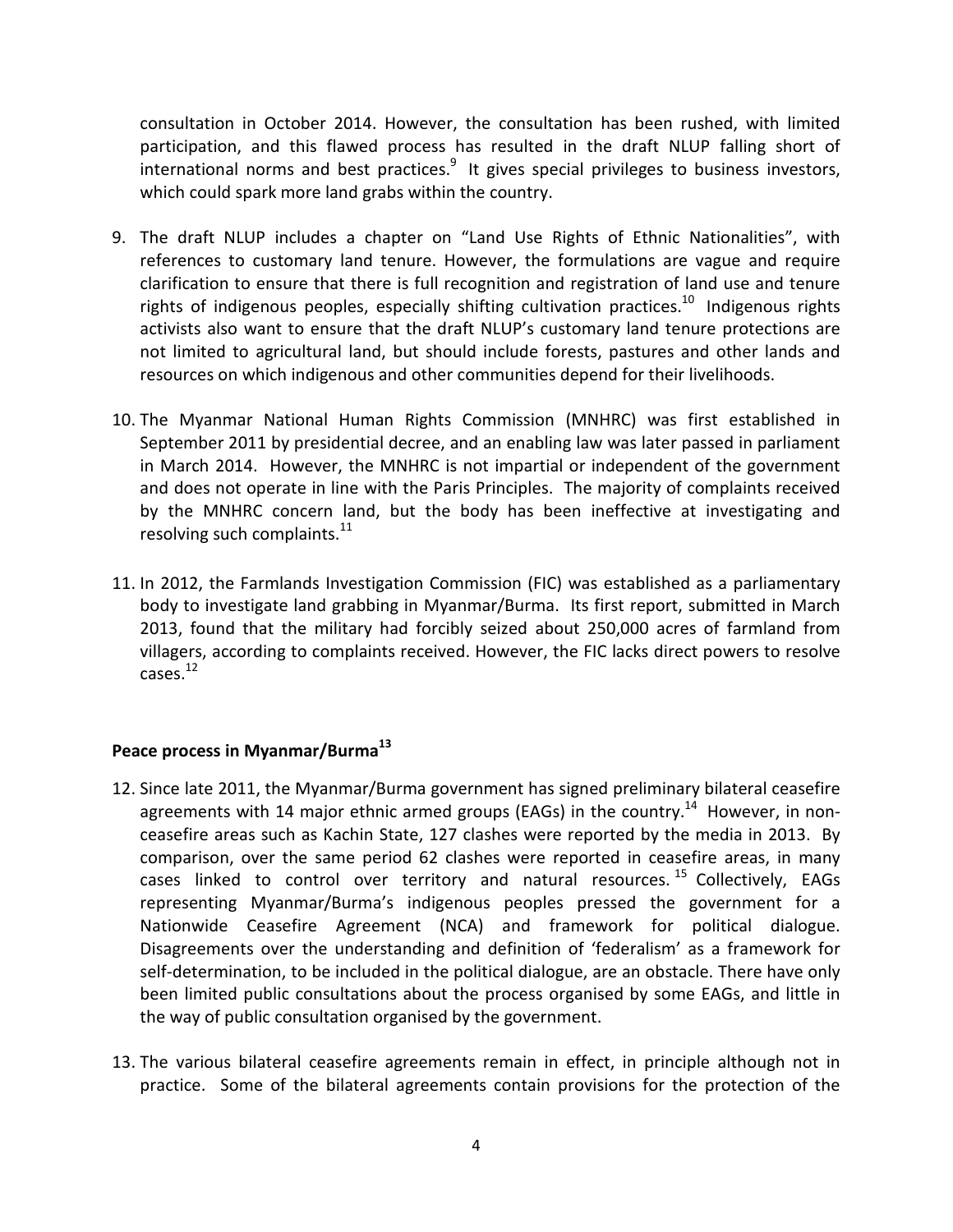consultation in October 2014. However, the consultation has been rushed, with limited participation, and this flawed process has resulted in the draft NLUP falling short of international norms and best practices.[9] It gives special privileges to business investors, which could spark more land grabs within the country.

9. The draft NLUP includes a chapter on "Land Use Rights of Ethnic Nationalities", with references to customary land tenure. However, the formulations are vague and require clarification to ensure that there is full recognition and registration of land use and tenure rights of indigenous peoples, especially shifting cultivation practices.[10] Indigenous rights activists also want to ensure that the draft NLUP's customary land tenure protections are not limited to agricultural land, but should include forests, pastures and other lands and resources on which indigenous and other communities depend for their livelihoods.

10. The Myanmar National Human Rights Commission (MNHRC) was first established in September 2011 by presidential decree, and an enabling law was later passed in parliament in March 2014. However, the MNHRC is not impartial or independent of the government and does not operate in line with the Paris Principles. The majority of complaints received by the MNHRC concern land, but the body has been ineffective at investigating and resolving such complaints.[11]

11. In 2012, the Farmlands Investigation Commission (FIC) was established as a parliamentary body to investigate land grabbing in Myanmar/Burma. Its first report, submitted in March 2013, found that the military had forcibly seized about 250,000 acres of farmland from villagers, according to complaints received. However, the FIC lacks direct powers to resolve cases.[12]

## Peace process in Myanmar/Burma[13]

12. Since late 2011, the Myanmar/Burma government has signed preliminary bilateral ceasefire agreements with 14 major ethnic armed groups (EAGs) in the country.[14] However, in non-ceasefire areas such as Kachin State, 127 clashes were reported by the media in 2013. By comparison, over the same period 62 clashes were reported in ceasefire areas, in many cases linked to control over territory and natural resources.[15] Collectively, EAGs representing Myanmar/Burma's indigenous peoples pressed the government for a Nationwide Ceasefire Agreement (NCA) and framework for political dialogue. Disagreements over the understanding and definition of 'federalism' as a framework for self-determination, to be included in the political dialogue, are an obstacle. There have only been limited public consultations about the process organised by some EAGs, and little in the way of public consultation organised by the government.

13. The various bilateral ceasefire agreements remain in effect, in principle although not in practice. Some of the bilateral agreements contain provisions for the protection of the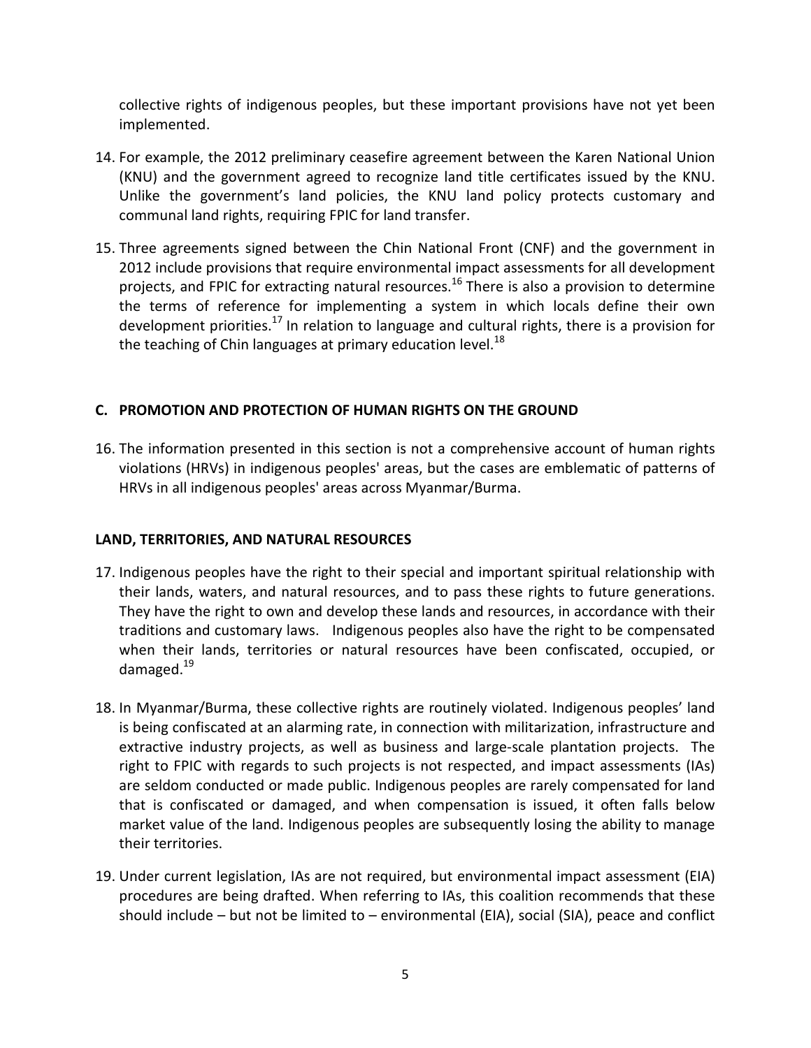collective rights of indigenous peoples, but these important provisions have not yet been implemented.

14. For example, the 2012 preliminary ceasefire agreement between the Karen National Union (KNU) and the government agreed to recognize land title certificates issued by the KNU. Unlike the government's land policies, the KNU land policy protects customary and communal land rights, requiring FPIC for land transfer.

15. Three agreements signed between the Chin National Front (CNF) and the government in 2012 include provisions that require environmental impact assessments for all development projects, and FPIC for extracting natural resources.[16] There is also a provision to determine the terms of reference for implementing a system in which locals define their own development priorities.[17] In relation to language and cultural rights, there is a provision for the teaching of Chin languages at primary education level.[18]

## C. PROMOTION AND PROTECTION OF HUMAN RIGHTS ON THE GROUND

16. The information presented in this section is not a comprehensive account of human rights violations (HRVs) in indigenous peoples' areas, but the cases are emblematic of patterns of HRVs in all indigenous peoples' areas across Myanmar/Burma.

### LAND, TERRITORIES, AND NATURAL RESOURCES

17. Indigenous peoples have the right to their special and important spiritual relationship with their lands, waters, and natural resources, and to pass these rights to future generations. They have the right to own and develop these lands and resources, in accordance with their traditions and customary laws. Indigenous peoples also have the right to be compensated when their lands, territories or natural resources have been confiscated, occupied, or damaged.[19]

18. In Myanmar/Burma, these collective rights are routinely violated. Indigenous peoples' land is being confiscated at an alarming rate, in connection with militarization, infrastructure and extractive industry projects, as well as business and large-scale plantation projects. The right to FPIC with regards to such projects is not respected, and impact assessments (IAs) are seldom conducted or made public. Indigenous peoples are rarely compensated for land that is confiscated or damaged, and when compensation is issued, it often falls below market value of the land. Indigenous peoples are subsequently losing the ability to manage their territories.

19. Under current legislation, IAs are not required, but environmental impact assessment (EIA) procedures are being drafted. When referring to IAs, this coalition recommends that these should include – but not be limited to – environmental (EIA), social (SIA), peace and conflict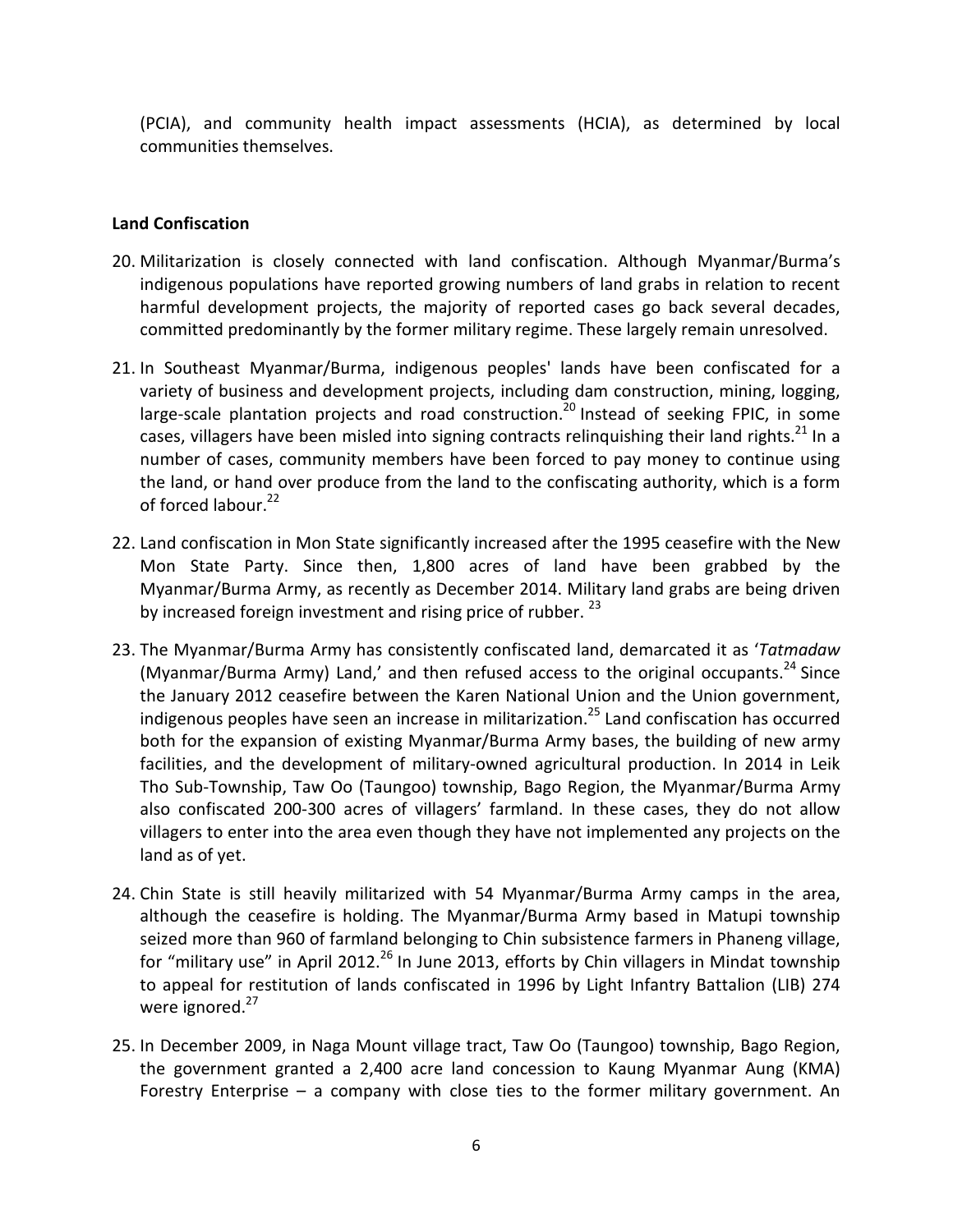(PCIA), and community health impact assessments (HCIA), as determined by local communities themselves.

**Land Confiscation**

20. Militarization is closely connected with land confiscation. Although Myanmar/Burma's indigenous populations have reported growing numbers of land grabs in relation to recent harmful development projects, the majority of reported cases go back several decades, committed predominantly by the former military regime. These largely remain unresolved.

21. In Southeast Myanmar/Burma, indigenous peoples' lands have been confiscated for a variety of business and development projects, including dam construction, mining, logging, large-scale plantation projects and road construction.[20] Instead of seeking FPIC, in some cases, villagers have been misled into signing contracts relinquishing their land rights.[21] In a number of cases, community members have been forced to pay money to continue using the land, or hand over produce from the land to the confiscating authority, which is a form of forced labour.[22]

22. Land confiscation in Mon State significantly increased after the 1995 ceasefire with the New Mon State Party. Since then, 1,800 acres of land have been grabbed by the Myanmar/Burma Army, as recently as December 2014. Military land grabs are being driven by increased foreign investment and rising price of rubber.[23]

23. The Myanmar/Burma Army has consistently confiscated land, demarcated it as '*Tatmadaw* (Myanmar/Burma Army) Land,' and then refused access to the original occupants.[24] Since the January 2012 ceasefire between the Karen National Union and the Union government, indigenous peoples have seen an increase in militarization.[25] Land confiscation has occurred both for the expansion of existing Myanmar/Burma Army bases, the building of new army facilities, and the development of military-owned agricultural production. In 2014 in Leik Tho Sub-Township, Taw Oo (Taungoo) township, Bago Region, the Myanmar/Burma Army also confiscated 200-300 acres of villagers' farmland. In these cases, they do not allow villagers to enter into the area even though they have not implemented any projects on the land as of yet.

24. Chin State is still heavily militarized with 54 Myanmar/Burma Army camps in the area, although the ceasefire is holding. The Myanmar/Burma Army based in Matupi township seized more than 960 of farmland belonging to Chin subsistence farmers in Phaneng village, for "military use" in April 2012.[26] In June 2013, efforts by Chin villagers in Mindat township to appeal for restitution of lands confiscated in 1996 by Light Infantry Battalion (LIB) 274 were ignored.[27]

25. In December 2009, in Naga Mount village tract, Taw Oo (Taungoo) township, Bago Region, the government granted a 2,400 acre land concession to Kaung Myanmar Aung (KMA) Forestry Enterprise – a company with close ties to the former military government. An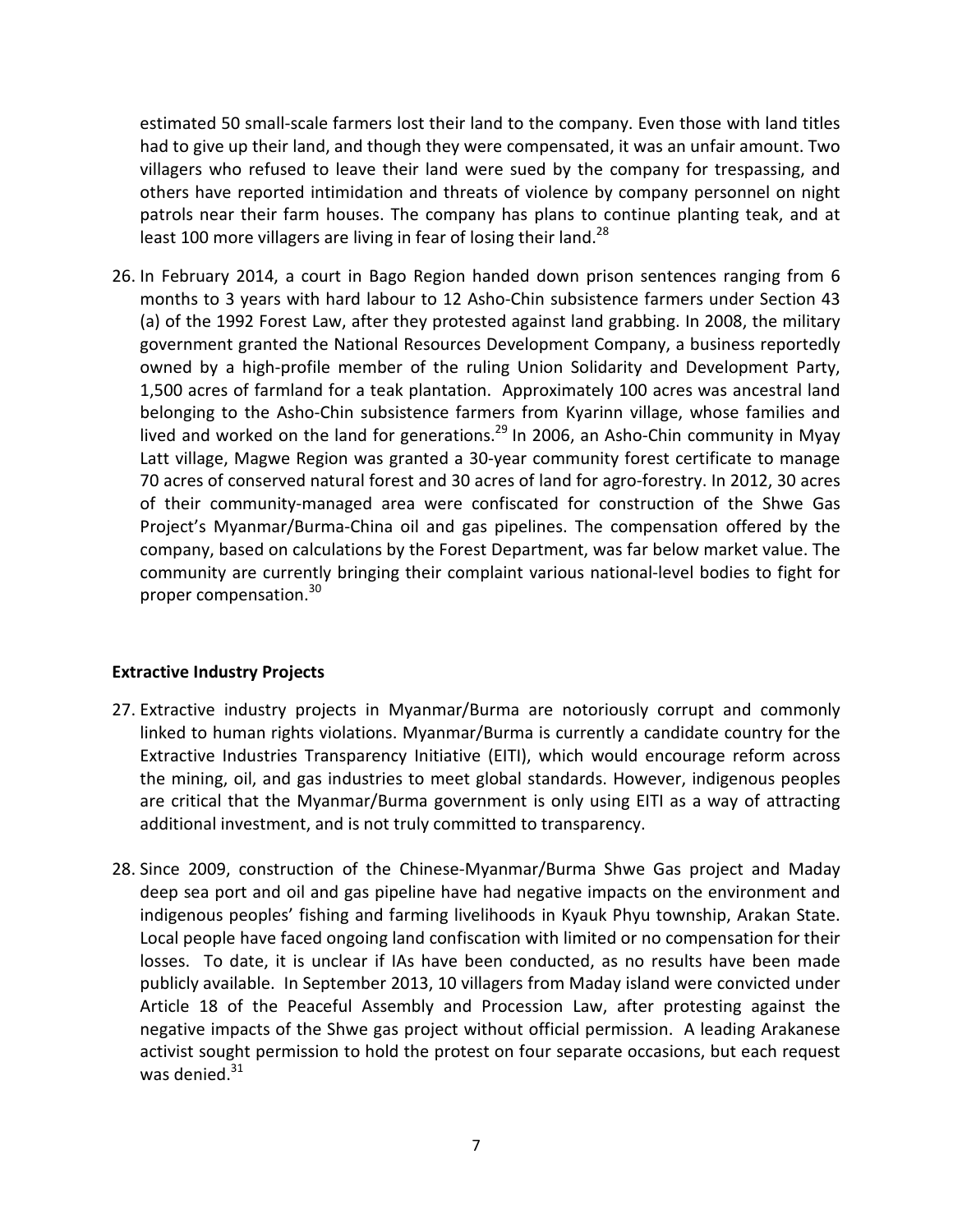estimated 50 small-scale farmers lost their land to the company. Even those with land titles had to give up their land, and though they were compensated, it was an unfair amount. Two villagers who refused to leave their land were sued by the company for trespassing, and others have reported intimidation and threats of violence by company personnel on night patrols near their farm houses. The company has plans to continue planting teak, and at least 100 more villagers are living in fear of losing their land.[28]

26. In February 2014, a court in Bago Region handed down prison sentences ranging from 6 months to 3 years with hard labour to 12 Asho-Chin subsistence farmers under Section 43 (a) of the 1992 Forest Law, after they protested against land grabbing. In 2008, the military government granted the National Resources Development Company, a business reportedly owned by a high-profile member of the ruling Union Solidarity and Development Party, 1,500 acres of farmland for a teak plantation. Approximately 100 acres was ancestral land belonging to the Asho-Chin subsistence farmers from Kyarinn village, whose families and lived and worked on the land for generations.[29] In 2006, an Asho-Chin community in Myay Latt village, Magwe Region was granted a 30-year community forest certificate to manage 70 acres of conserved natural forest and 30 acres of land for agro-forestry. In 2012, 30 acres of their community-managed area were confiscated for construction of the Shwe Gas Project's Myanmar/Burma-China oil and gas pipelines. The compensation offered by the company, based on calculations by the Forest Department, was far below market value. The community are currently bringing their complaint various national-level bodies to fight for proper compensation.[30]

**Extractive Industry Projects**

27. Extractive industry projects in Myanmar/Burma are notoriously corrupt and commonly linked to human rights violations. Myanmar/Burma is currently a candidate country for the Extractive Industries Transparency Initiative (EITI), which would encourage reform across the mining, oil, and gas industries to meet global standards. However, indigenous peoples are critical that the Myanmar/Burma government is only using EITI as a way of attracting additional investment, and is not truly committed to transparency.

28. Since 2009, construction of the Chinese-Myanmar/Burma Shwe Gas project and Maday deep sea port and oil and gas pipeline have had negative impacts on the environment and indigenous peoples' fishing and farming livelihoods in Kyauk Phyu township, Arakan State. Local people have faced ongoing land confiscation with limited or no compensation for their losses. To date, it is unclear if IAs have been conducted, as no results have been made publicly available. In September 2013, 10 villagers from Maday island were convicted under Article 18 of the Peaceful Assembly and Procession Law, after protesting against the negative impacts of the Shwe gas project without official permission. A leading Arakanese activist sought permission to hold the protest on four separate occasions, but each request was denied.[31]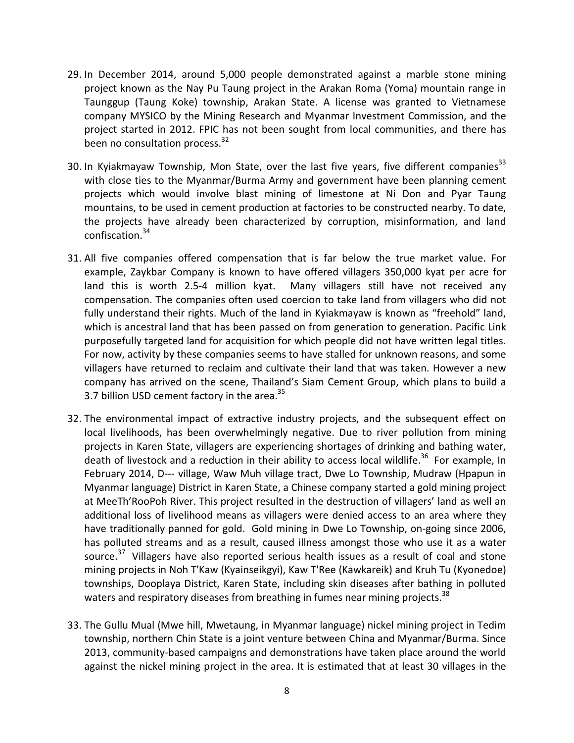29. In December 2014, around 5,000 people demonstrated against a marble stone mining project known as the Nay Pu Taung project in the Arakan Roma (Yoma) mountain range in Taunggup (Taung Koke) township, Arakan State. A license was granted to Vietnamese company MYSICO by the Mining Research and Myanmar Investment Commission, and the project started in 2012. FPIC has not been sought from local communities, and there has been no consultation process.[32]

30. In Kyiakmayaw Township, Mon State, over the last five years, five different companies[33] with close ties to the Myanmar/Burma Army and government have been planning cement projects which would involve blast mining of limestone at Ni Don and Pyar Taung mountains, to be used in cement production at factories to be constructed nearby. To date, the projects have already been characterized by corruption, misinformation, and land confiscation.[34]

31. All five companies offered compensation that is far below the true market value. For example, Zaykbar Company is known to have offered villagers 350,000 kyat per acre for land this is worth 2.5-4 million kyat. Many villagers still have not received any compensation. The companies often used coercion to take land from villagers who did not fully understand their rights. Much of the land in Kyiakmayaw is known as "freehold" land, which is ancestral land that has been passed on from generation to generation. Pacific Link purposefully targeted land for acquisition for which people did not have written legal titles. For now, activity by these companies seems to have stalled for unknown reasons, and some villagers have returned to reclaim and cultivate their land that was taken. However a new company has arrived on the scene, Thailand's Siam Cement Group, which plans to build a 3.7 billion USD cement factory in the area.[35]

32. The environmental impact of extractive industry projects, and the subsequent effect on local livelihoods, has been overwhelmingly negative. Due to river pollution from mining projects in Karen State, villagers are experiencing shortages of drinking and bathing water, death of livestock and a reduction in their ability to access local wildlife.[36] For example, In February 2014, D--- village, Waw Muh village tract, Dwe Lo Township, Mudraw (Hpapun in Myanmar language) District in Karen State, a Chinese company started a gold mining project at MeeTh'RooPoh River. This project resulted in the destruction of villagers' land as well an additional loss of livelihood means as villagers were denied access to an area where they have traditionally panned for gold. Gold mining in Dwe Lo Township, on-going since 2006, has polluted streams and as a result, caused illness amongst those who use it as a water source.[37] Villagers have also reported serious health issues as a result of coal and stone mining projects in Noh T'Kaw (Kyainseikgyi), Kaw T'Ree (Kawkareik) and Kruh Tu (Kyonedoe) townships, Dooplaya District, Karen State, including skin diseases after bathing in polluted waters and respiratory diseases from breathing in fumes near mining projects.[38]

33. The Gullu Mual (Mwe hill, Mwetaung, in Myanmar language) nickel mining project in Tedim township, northern Chin State is a joint venture between China and Myanmar/Burma. Since 2013, community-based campaigns and demonstrations have taken place around the world against the nickel mining project in the area. It is estimated that at least 30 villages in the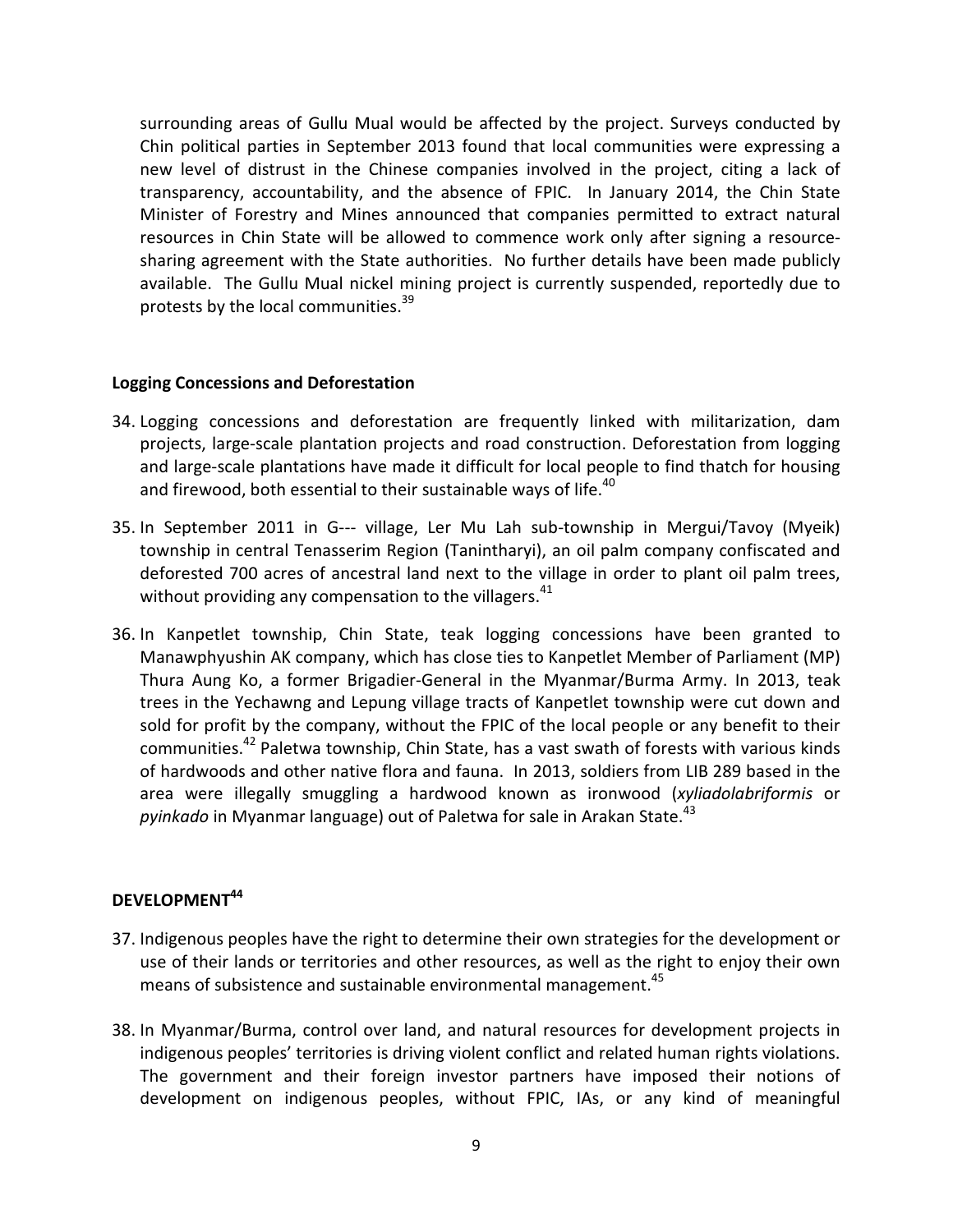surrounding areas of Gullu Mual would be affected by the project. Surveys conducted by Chin political parties in September 2013 found that local communities were expressing a new level of distrust in the Chinese companies involved in the project, citing a lack of transparency, accountability, and the absence of FPIC. In January 2014, the Chin State Minister of Forestry and Mines announced that companies permitted to extract natural resources in Chin State will be allowed to commence work only after signing a resource-sharing agreement with the State authorities. No further details have been made publicly available. The Gullu Mual nickel mining project is currently suspended, reportedly due to protests by the local communities.[39]

**Logging Concessions and Deforestation**

34. Logging concessions and deforestation are frequently linked with militarization, dam projects, large-scale plantation projects and road construction. Deforestation from logging and large-scale plantations have made it difficult for local people to find thatch for housing and firewood, both essential to their sustainable ways of life.[40]

35. In September 2011 in G--- village, Ler Mu Lah sub-township in Mergui/Tavoy (Myeik) township in central Tenasserim Region (Tanintharyi), an oil palm company confiscated and deforested 700 acres of ancestral land next to the village in order to plant oil palm trees, without providing any compensation to the villagers.[41]

36. In Kanpetlet township, Chin State, teak logging concessions have been granted to Manawphyushin AK company, which has close ties to Kanpetlet Member of Parliament (MP) Thura Aung Ko, a former Brigadier-General in the Myanmar/Burma Army. In 2013, teak trees in the Yechawng and Lepung village tracts of Kanpetlet township were cut down and sold for profit by the company, without the FPIC of the local people or any benefit to their communities.[42] Paletwa township, Chin State, has a vast swath of forests with various kinds of hardwoods and other native flora and fauna. In 2013, soldiers from LIB 289 based in the area were illegally smuggling a hardwood known as ironwood (*xyliadolabriformis* or *pyinkado* in Myanmar language) out of Paletwa for sale in Arakan State.[43]

## DEVELOPMENT[44]

37. Indigenous peoples have the right to determine their own strategies for the development or use of their lands or territories and other resources, as well as the right to enjoy their own means of subsistence and sustainable environmental management.[45]

38. In Myanmar/Burma, control over land, and natural resources for development projects in indigenous peoples' territories is driving violent conflict and related human rights violations. The government and their foreign investor partners have imposed their notions of development on indigenous peoples, without FPIC, IAs, or any kind of meaningful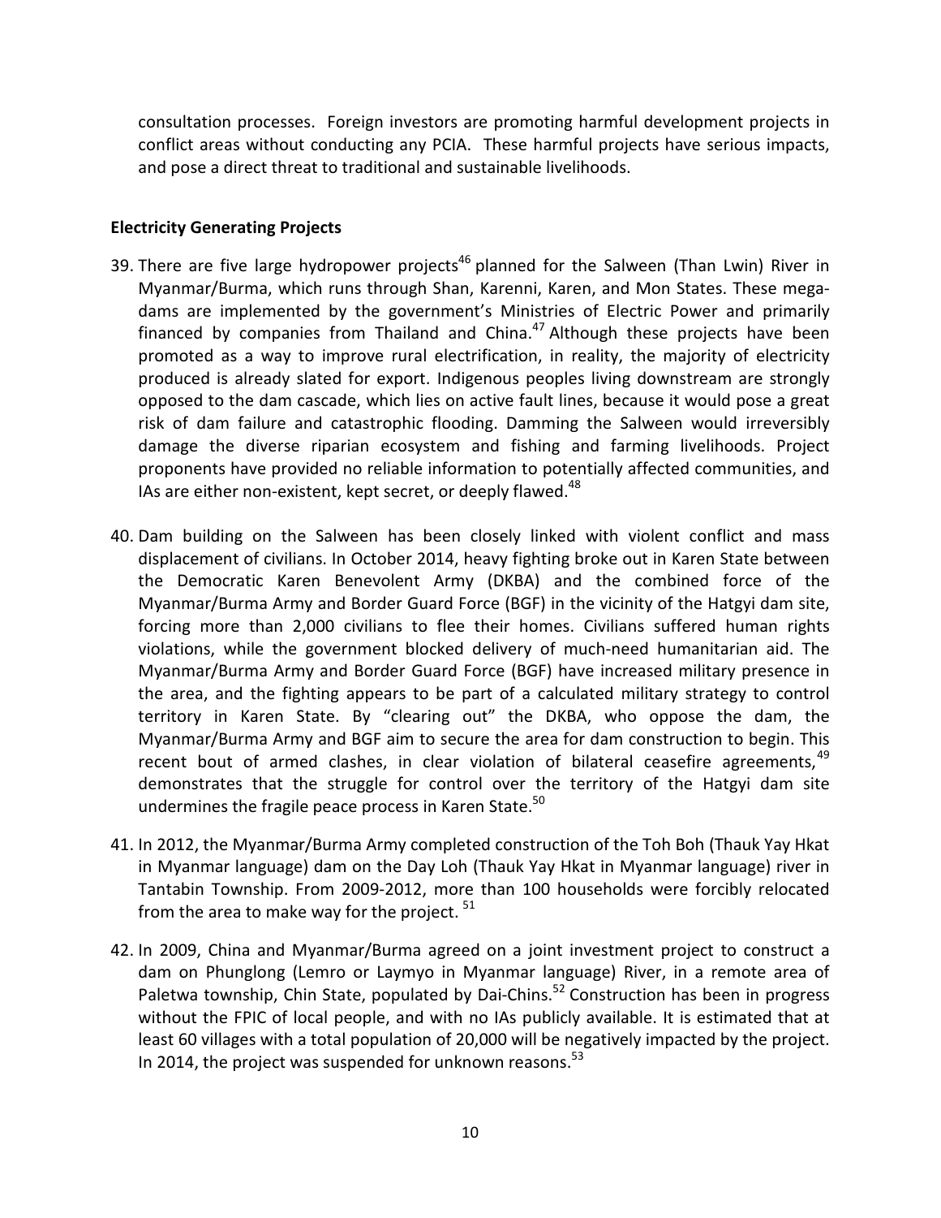consultation processes. Foreign investors are promoting harmful development projects in conflict areas without conducting any PCIA. These harmful projects have serious impacts, and pose a direct threat to traditional and sustainable livelihoods.

**Electricity Generating Projects**

39. There are five large hydropower projects[46] planned for the Salween (Than Lwin) River in Myanmar/Burma, which runs through Shan, Karenni, Karen, and Mon States. These mega-dams are implemented by the government's Ministries of Electric Power and primarily financed by companies from Thailand and China.[47] Although these projects have been promoted as a way to improve rural electrification, in reality, the majority of electricity produced is already slated for export. Indigenous peoples living downstream are strongly opposed to the dam cascade, which lies on active fault lines, because it would pose a great risk of dam failure and catastrophic flooding. Damming the Salween would irreversibly damage the diverse riparian ecosystem and fishing and farming livelihoods. Project proponents have provided no reliable information to potentially affected communities, and IAs are either non-existent, kept secret, or deeply flawed.[48]

40. Dam building on the Salween has been closely linked with violent conflict and mass displacement of civilians. In October 2014, heavy fighting broke out in Karen State between the Democratic Karen Benevolent Army (DKBA) and the combined force of the Myanmar/Burma Army and Border Guard Force (BGF) in the vicinity of the Hatgyi dam site, forcing more than 2,000 civilians to flee their homes. Civilians suffered human rights violations, while the government blocked delivery of much-need humanitarian aid. The Myanmar/Burma Army and Border Guard Force (BGF) have increased military presence in the area, and the fighting appears to be part of a calculated military strategy to control territory in Karen State. By "clearing out" the DKBA, who oppose the dam, the Myanmar/Burma Army and BGF aim to secure the area for dam construction to begin. This recent bout of armed clashes, in clear violation of bilateral ceasefire agreements,[49] demonstrates that the struggle for control over the territory of the Hatgyi dam site undermines the fragile peace process in Karen State.[50]

41. In 2012, the Myanmar/Burma Army completed construction of the Toh Boh (Thauk Yay Hkat in Myanmar language) dam on the Day Loh (Thauk Yay Hkat in Myanmar language) river in Tantabin Township. From 2009-2012, more than 100 households were forcibly relocated from the area to make way for the project.[51]

42. In 2009, China and Myanmar/Burma agreed on a joint investment project to construct a dam on Phunglong (Lemro or Laymyo in Myanmar language) River, in a remote area of Paletwa township, Chin State, populated by Dai-Chins.[52] Construction has been in progress without the FPIC of local people, and with no IAs publicly available. It is estimated that at least 60 villages with a total population of 20,000 will be negatively impacted by the project. In 2014, the project was suspended for unknown reasons.[53]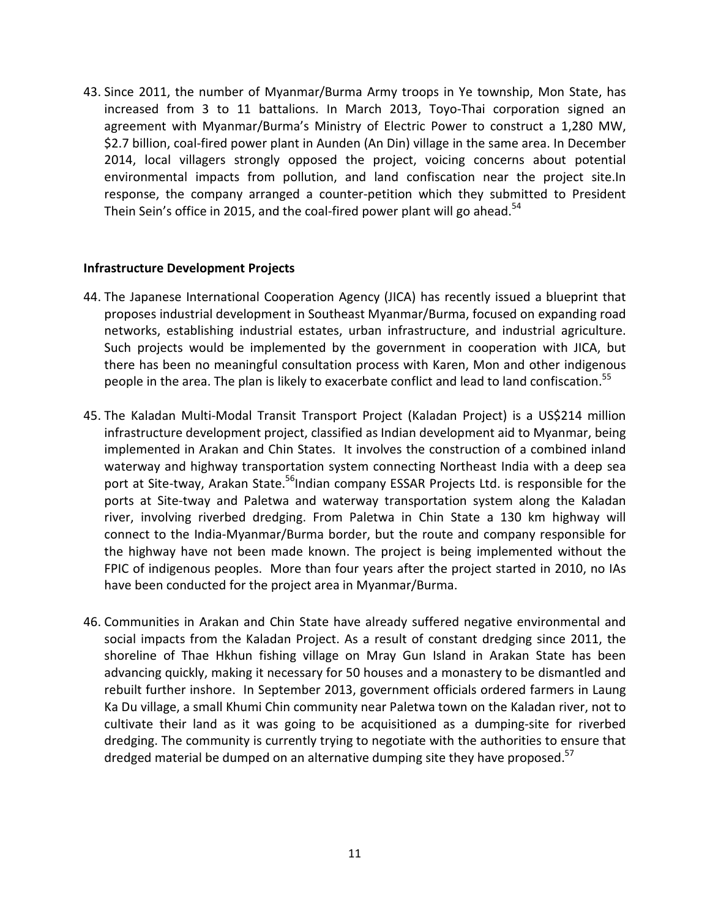43. Since 2011, the number of Myanmar/Burma Army troops in Ye township, Mon State, has increased from 3 to 11 battalions. In March 2013, Toyo-Thai corporation signed an agreement with Myanmar/Burma's Ministry of Electric Power to construct a 1,280 MW, $2.7 billion, coal-fired power plant in Aunden (An Din) village in the same area. In December 2014, local villagers strongly opposed the project, voicing concerns about potential environmental impacts from pollution, and land confiscation near the project site.In response, the company arranged a counter-petition which they submitted to President Thein Sein's office in 2015, and the coal-fired power plant will go ahead.[54]

**Infrastructure Development Projects**

44. The Japanese International Cooperation Agency (JICA) has recently issued a blueprint that proposes industrial development in Southeast Myanmar/Burma, focused on expanding road networks, establishing industrial estates, urban infrastructure, and industrial agriculture. Such projects would be implemented by the government in cooperation with JICA, but there has been no meaningful consultation process with Karen, Mon and other indigenous people in the area. The plan is likely to exacerbate conflict and lead to land confiscation.[55]

45. The Kaladan Multi-Modal Transit Transport Project (Kaladan Project) is a US$214 million infrastructure development project, classified as Indian development aid to Myanmar, being implemented in Arakan and Chin States. It involves the construction of a combined inland waterway and highway transportation system connecting Northeast India with a deep sea port at Site-tway, Arakan State.[56]Indian company ESSAR Projects Ltd. is responsible for the ports at Site-tway and Paletwa and waterway transportation system along the Kaladan river, involving riverbed dredging. From Paletwa in Chin State a 130 km highway will connect to the India-Myanmar/Burma border, but the route and company responsible for the highway have not been made known. The project is being implemented without the FPIC of indigenous peoples. More than four years after the project started in 2010, no IAs have been conducted for the project area in Myanmar/Burma.

46. Communities in Arakan and Chin State have already suffered negative environmental and social impacts from the Kaladan Project. As a result of constant dredging since 2011, the shoreline of Thae Hkhun fishing village on Mray Gun Island in Arakan State has been advancing quickly, making it necessary for 50 houses and a monastery to be dismantled and rebuilt further inshore. In September 2013, government officials ordered farmers in Laung Ka Du village, a small Khumi Chin community near Paletwa town on the Kaladan river, not to cultivate their land as it was going to be acquisitioned as a dumping-site for riverbed dredging. The community is currently trying to negotiate with the authorities to ensure that dredged material be dumped on an alternative dumping site they have proposed.[57]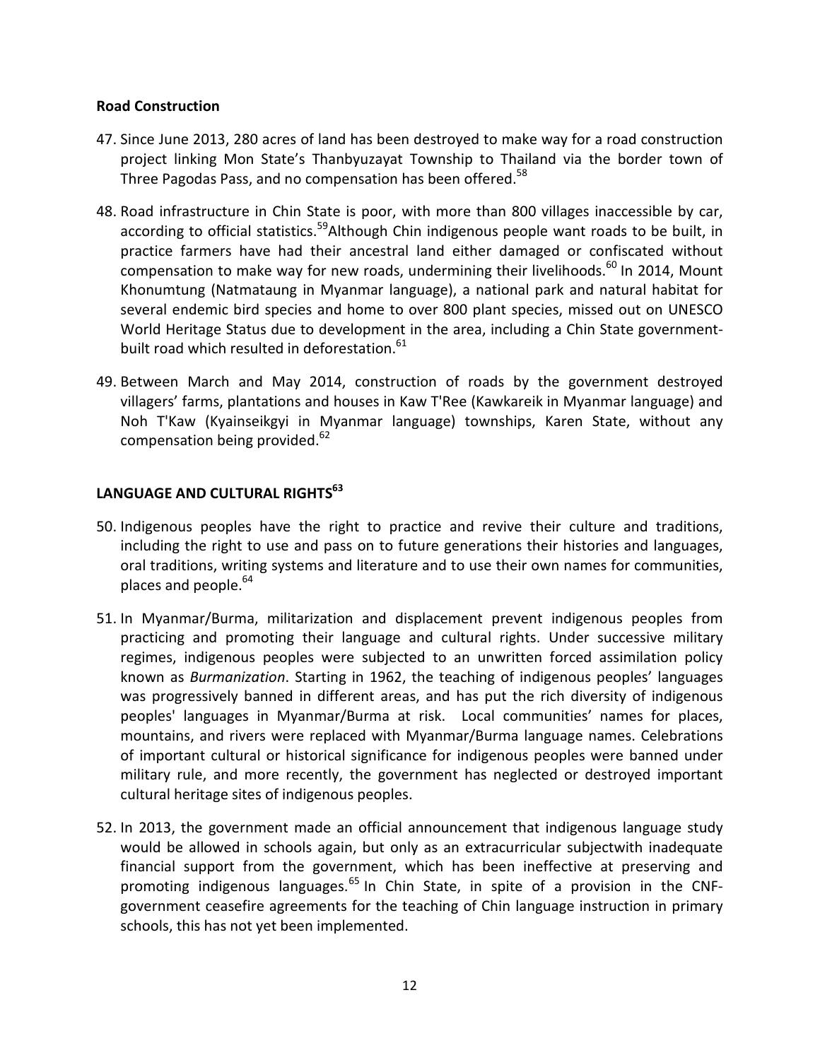**Road Construction**

47. Since June 2013, 280 acres of land has been destroyed to make way for a road construction project linking Mon State's Thanbyuzayat Township to Thailand via the border town of Three Pagodas Pass, and no compensation has been offered.[58]

48. Road infrastructure in Chin State is poor, with more than 800 villages inaccessible by car, according to official statistics.[59]Although Chin indigenous people want roads to be built, in practice farmers have had their ancestral land either damaged or confiscated without compensation to make way for new roads, undermining their livelihoods.[60] In 2014, Mount Khonumtung (Natmataung in Myanmar language), a national park and natural habitat for several endemic bird species and home to over 800 plant species, missed out on UNESCO World Heritage Status due to development in the area, including a Chin State government-built road which resulted in deforestation.[61]

49. Between March and May 2014, construction of roads by the government destroyed villagers' farms, plantations and houses in Kaw T'Ree (Kawkareik in Myanmar language) and Noh T'Kaw (Kyainseikgyi in Myanmar language) townships, Karen State, without any compensation being provided.[62]

## LANGUAGE AND CULTURAL RIGHTS[63]

50. Indigenous peoples have the right to practice and revive their culture and traditions, including the right to use and pass on to future generations their histories and languages, oral traditions, writing systems and literature and to use their own names for communities, places and people.[64]

51. In Myanmar/Burma, militarization and displacement prevent indigenous peoples from practicing and promoting their language and cultural rights. Under successive military regimes, indigenous peoples were subjected to an unwritten forced assimilation policy known as *Burmanization*. Starting in 1962, the teaching of indigenous peoples' languages was progressively banned in different areas, and has put the rich diversity of indigenous peoples' languages in Myanmar/Burma at risk. Local communities' names for places, mountains, and rivers were replaced with Myanmar/Burma language names. Celebrations of important cultural or historical significance for indigenous peoples were banned under military rule, and more recently, the government has neglected or destroyed important cultural heritage sites of indigenous peoples.

52. In 2013, the government made an official announcement that indigenous language study would be allowed in schools again, but only as an extracurricular subjectwith inadequate financial support from the government, which has been ineffective at preserving and promoting indigenous languages.[65] In Chin State, in spite of a provision in the CNF-government ceasefire agreements for the teaching of Chin language instruction in primary schools, this has not yet been implemented.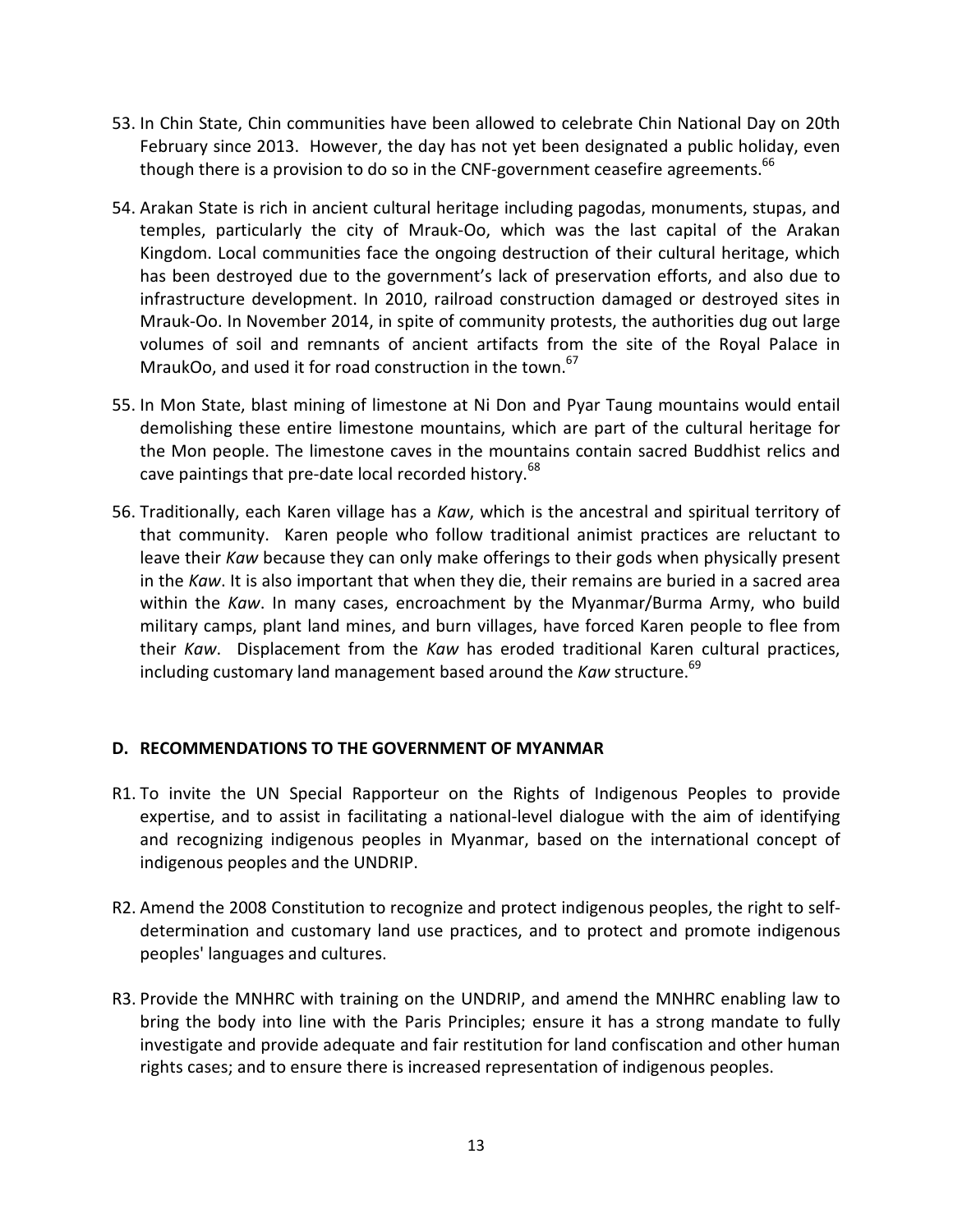53. In Chin State, Chin communities have been allowed to celebrate Chin National Day on 20th February since 2013. However, the day has not yet been designated a public holiday, even though there is a provision to do so in the CNF-government ceasefire agreements.[66]

54. Arakan State is rich in ancient cultural heritage including pagodas, monuments, stupas, and temples, particularly the city of Mrauk-Oo, which was the last capital of the Arakan Kingdom. Local communities face the ongoing destruction of their cultural heritage, which has been destroyed due to the government's lack of preservation efforts, and also due to infrastructure development. In 2010, railroad construction damaged or destroyed sites in Mrauk-Oo. In November 2014, in spite of community protests, the authorities dug out large volumes of soil and remnants of ancient artifacts from the site of the Royal Palace in MraukOo, and used it for road construction in the town.[67]

55. In Mon State, blast mining of limestone at Ni Don and Pyar Taung mountains would entail demolishing these entire limestone mountains, which are part of the cultural heritage for the Mon people. The limestone caves in the mountains contain sacred Buddhist relics and cave paintings that pre-date local recorded history.[68]

56. Traditionally, each Karen village has a *Kaw*, which is the ancestral and spiritual territory of that community. Karen people who follow traditional animist practices are reluctant to leave their *Kaw* because they can only make offerings to their gods when physically present in the *Kaw*. It is also important that when they die, their remains are buried in a sacred area within the *Kaw*. In many cases, encroachment by the Myanmar/Burma Army, who build military camps, plant land mines, and burn villages, have forced Karen people to flee from their *Kaw*. Displacement from the *Kaw* has eroded traditional Karen cultural practices, including customary land management based around the *Kaw* structure.[69]

## D. RECOMMENDATIONS TO THE GOVERNMENT OF MYANMAR

R1. To invite the UN Special Rapporteur on the Rights of Indigenous Peoples to provide expertise, and to assist in facilitating a national-level dialogue with the aim of identifying and recognizing indigenous peoples in Myanmar, based on the international concept of indigenous peoples and the UNDRIP.

R2. Amend the 2008 Constitution to recognize and protect indigenous peoples, the right to self-determination and customary land use practices, and to protect and promote indigenous peoples' languages and cultures.

R3. Provide the MNHRC with training on the UNDRIP, and amend the MNHRC enabling law to bring the body into line with the Paris Principles; ensure it has a strong mandate to fully investigate and provide adequate and fair restitution for land confiscation and other human rights cases; and to ensure there is increased representation of indigenous peoples.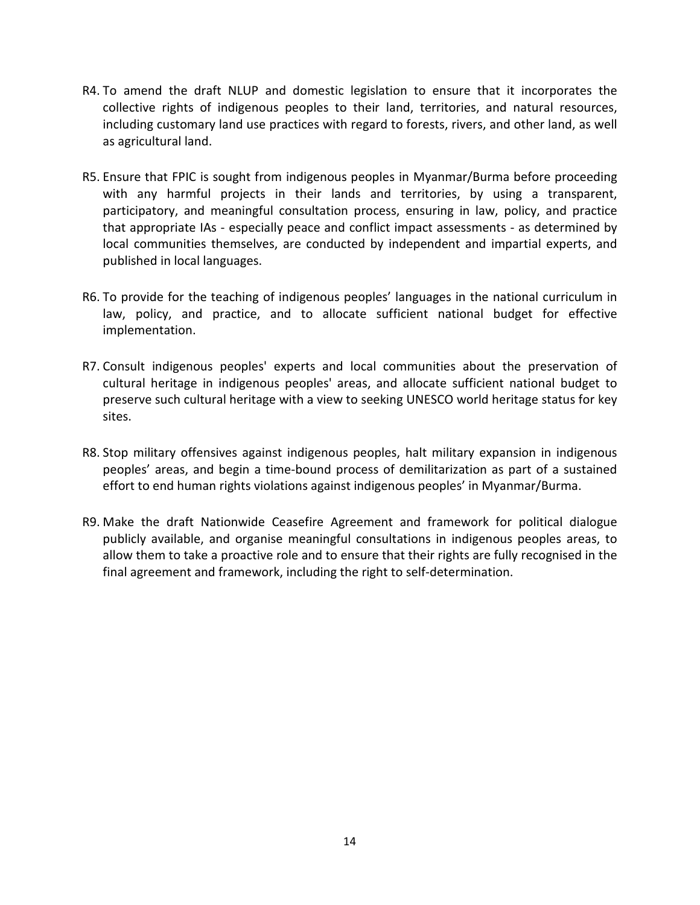R4. To amend the draft NLUP and domestic legislation to ensure that it incorporates the collective rights of indigenous peoples to their land, territories, and natural resources, including customary land use practices with regard to forests, rivers, and other land, as well as agricultural land.

R5. Ensure that FPIC is sought from indigenous peoples in Myanmar/Burma before proceeding with any harmful projects in their lands and territories, by using a transparent, participatory, and meaningful consultation process, ensuring in law, policy, and practice that appropriate IAs - especially peace and conflict impact assessments - as determined by local communities themselves, are conducted by independent and impartial experts, and published in local languages.

R6. To provide for the teaching of indigenous peoples' languages in the national curriculum in law, policy, and practice, and to allocate sufficient national budget for effective implementation.

R7. Consult indigenous peoples' experts and local communities about the preservation of cultural heritage in indigenous peoples' areas, and allocate sufficient national budget to preserve such cultural heritage with a view to seeking UNESCO world heritage status for key sites.

R8. Stop military offensives against indigenous peoples, halt military expansion in indigenous peoples' areas, and begin a time-bound process of demilitarization as part of a sustained effort to end human rights violations against indigenous peoples' in Myanmar/Burma.

R9. Make the draft Nationwide Ceasefire Agreement and framework for political dialogue publicly available, and organise meaningful consultations in indigenous peoples areas, to allow them to take a proactive role and to ensure that their rights are fully recognised in the final agreement and framework, including the right to self-determination.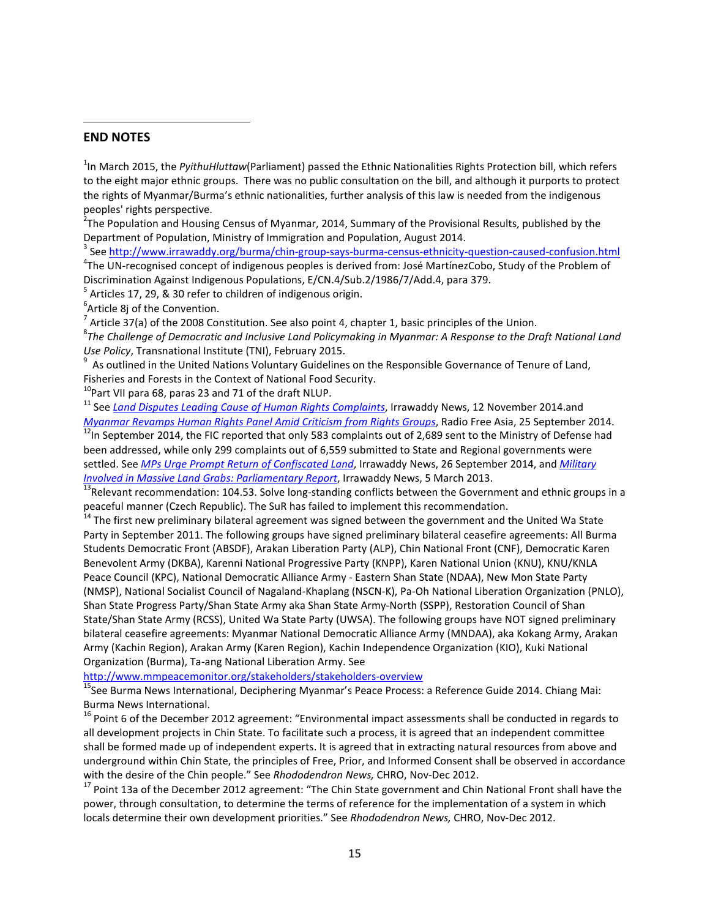## END NOTES

[1]In March 2015, the *PyithuHluttaw*(Parliament) passed the Ethnic Nationalities Rights Protection bill, which refers to the eight major ethnic groups. There was no public consultation on the bill, and although it purports to protect the rights of Myanmar/Burma's ethnic nationalities, further analysis of this law is needed from the indigenous peoples' rights perspective.

[2]The Population and Housing Census of Myanmar, 2014, Summary of the Provisional Results, published by the Department of Population, Ministry of Immigration and Population, August 2014.

[3] See http://www.irrawaddy.org/burma/chin-group-says-burma-census-ethnicity-question-caused-confusion.html

[4]The UN-recognised concept of indigenous peoples is derived from: José MartínezCobo, Study of the Problem of Discrimination Against Indigenous Populations, E/CN.4/Sub.2/1986/7/Add.4, para 379.

[5] Articles 17, 29, & 30 refer to children of indigenous origin.

[6]Article 8j of the Convention.

[7] Article 37(a) of the 2008 Constitution. See also point 4, chapter 1, basic principles of the Union.

[8]*The Challenge of Democratic and Inclusive Land Policymaking in Myanmar: A Response to the Draft National Land Use Policy*, Transnational Institute (TNI), February 2015.

[9] As outlined in the United Nations Voluntary Guidelines on the Responsible Governance of Tenure of Land, Fisheries and Forests in the Context of National Food Security.

[10]Part VII para 68, paras 23 and 71 of the draft NLUP.

[11] See *Land Disputes Leading Cause of Human Rights Complaints*, Irrawaddy News, 12 November 2014.and *Myanmar Revamps Human Rights Panel Amid Criticism from Rights Groups*, Radio Free Asia, 25 September 2014.

[12]In September 2014, the FIC reported that only 583 complaints out of 2,689 sent to the Ministry of Defense had been addressed, while only 299 complaints out of 6,559 submitted to State and Regional governments were settled. See *MPs Urge Prompt Return of Confiscated Land*, Irrawaddy News, 26 September 2014, and *Military Involved in Massive Land Grabs: Parliamentary Report*, Irrawaddy News, 5 March 2013.

[13]Relevant recommendation: 104.53. Solve long-standing conflicts between the Government and ethnic groups in a peaceful manner (Czech Republic). The SuR has failed to implement this recommendation.

[14] The first new preliminary bilateral agreement was signed between the government and the United Wa State Party in September 2011. The following groups have signed preliminary bilateral ceasefire agreements: All Burma Students Democratic Front (ABSDF), Arakan Liberation Party (ALP), Chin National Front (CNF), Democratic Karen Benevolent Army (DKBA), Karenni National Progressive Party (KNPP), Karen National Union (KNU), KNU/KNLA Peace Council (KPC), National Democratic Alliance Army - Eastern Shan State (NDAA), New Mon State Party (NMSP), National Socialist Council of Nagaland-Khaplang (NSCN-K), Pa-Oh National Liberation Organization (PNLO), Shan State Progress Party/Shan State Army aka Shan State Army-North (SSPP), Restoration Council of Shan State/Shan State Army (RCSS), United Wa State Party (UWSA). The following groups have NOT signed preliminary bilateral ceasefire agreements: Myanmar National Democratic Alliance Army (MNDAA), aka Kokang Army, Arakan Army (Kachin Region), Arakan Army (Karen Region), Kachin Independence Organization (KIO), Kuki National Organization (Burma), Ta-ang National Liberation Army. See http://www.mmpeacemonitor.org/stakeholders/stakeholders-overview

[15]See Burma News International, Deciphering Myanmar's Peace Process: a Reference Guide 2014. Chiang Mai: Burma News International.

[16] Point 6 of the December 2012 agreement: "Environmental impact assessments shall be conducted in regards to all development projects in Chin State. To facilitate such a process, it is agreed that an independent committee shall be formed made up of independent experts. It is agreed that in extracting natural resources from above and underground within Chin State, the principles of Free, Prior, and Informed Consent shall be observed in accordance with the desire of the Chin people." See *Rhododendron News,* CHRO, Nov-Dec 2012.

[17] Point 13a of the December 2012 agreement: "The Chin State government and Chin National Front shall have the power, through consultation, to determine the terms of reference for the implementation of a system in which locals determine their own development priorities." See *Rhododendron News,* CHRO, Nov-Dec 2012.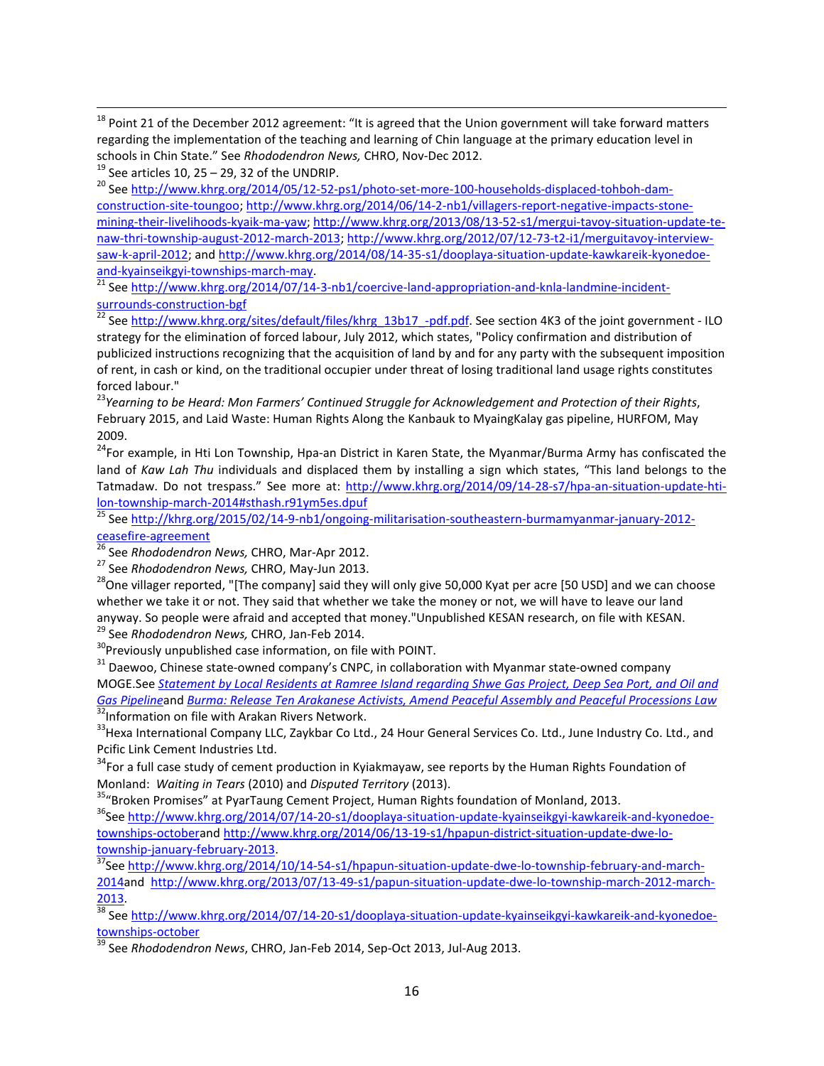[18] Point 21 of the December 2012 agreement: "It is agreed that the Union government will take forward matters regarding the implementation of the teaching and learning of Chin language at the primary education level in schools in Chin State." See *Rhododendron News,* CHRO, Nov-Dec 2012.

[19] See articles 10, 25 – 29, 32 of the UNDRIP.

[20] See http://www.khrg.org/2014/05/12-52-ps1/photo-set-more-100-households-displaced-tohboh-dam-construction-site-toungoo; http://www.khrg.org/2014/06/14-2-nb1/villagers-report-negative-impacts-stone-mining-their-livelihoods-kyaik-ma-yaw; http://www.khrg.org/2013/08/13-52-s1/mergui-tavoy-situation-update-te-naw-thri-township-august-2012-march-2013; http://www.khrg.org/2012/07/12-73-t2-i1/merguitavoy-interview-saw-k-april-2012; and http://www.khrg.org/2014/08/14-35-s1/dooplaya-situation-update-kawkareik-kyonedoe-and-kyainseikgyi-townships-march-may.

[21] See http://www.khrg.org/2014/07/14-3-nb1/coercive-land-appropriation-and-knla-landmine-incident-surrounds-construction-bgf

[22] See http://www.khrg.org/sites/default/files/khrg_13b17_-pdf.pdf. See section 4K3 of the joint government - ILO strategy for the elimination of forced labour, July 2012, which states, "Policy confirmation and distribution of publicized instructions recognizing that the acquisition of land by and for any party with the subsequent imposition of rent, in cash or kind, on the traditional occupier under threat of losing traditional land usage rights constitutes forced labour."

[23] *Yearning to be Heard: Mon Farmers' Continued Struggle for Acknowledgement and Protection of their Rights*, February 2015, and Laid Waste: Human Rights Along the Kanbauk to MyaingKalay gas pipeline, HURFOM, May 2009.

[24] For example, in Hti Lon Township, Hpa-an District in Karen State, the Myanmar/Burma Army has confiscated the land of *Kaw Lah Thu* individuals and displaced them by installing a sign which states, "This land belongs to the Tatmadaw. Do not trespass." See more at: http://www.khrg.org/2014/09/14-28-s7/hpa-an-situation-update-hti-lon-township-march-2014#sthash.r91ym5es.dpuf

[25] See http://khrg.org/2015/02/14-9-nb1/ongoing-militarisation-southeastern-burmamyanmar-january-2012-ceasefire-agreement

[26] See *Rhododendron News,* CHRO, Mar-Apr 2012.

[27] See *Rhododendron News,* CHRO, May-Jun 2013.

[28] One villager reported, "[The company] said they will only give 50,000 Kyat per acre [50 USD] and we can choose whether we take it or not. They said that whether we take the money or not, we will have to leave our land anyway. So people were afraid and accepted that money."Unpublished KESAN research, on file with KESAN.

[29] See *Rhododendron News,* CHRO, Jan-Feb 2014.

[30] Previously unpublished case information, on file with POINT.

[31] Daewoo, Chinese state-owned company's CNPC, in collaboration with Myanmar state-owned company MOGE.See *Statement by Local Residents at Ramree Island regarding Shwe Gas Project, Deep Sea Port, and Oil and Gas Pipeline*and *Burma: Release Ten Arakanese Activists, Amend Peaceful Assembly and Peaceful Processions Law*

[32] Information on file with Arakan Rivers Network.

[33] Hexa International Company LLC, Zaykbar Co Ltd., 24 Hour General Services Co. Ltd., June Industry Co. Ltd., and Pcific Link Cement Industries Ltd.

[34] For a full case study of cement production in Kyiakmayaw, see reports by the Human Rights Foundation of Monland: *Waiting in Tears* (2010) and *Disputed Territory* (2013).

[35] "Broken Promises" at PyarTaung Cement Project, Human Rights foundation of Monland, 2013.

[36] See http://www.khrg.org/2014/07/14-20-s1/dooplaya-situation-update-kyainseikgyi-kawkareik-and-kyonedoe-townships-octoberand http://www.khrg.org/2014/06/13-19-s1/hpapun-district-situation-update-dwe-lo-township-january-february-2013.

[37] See http://www.khrg.org/2014/10/14-54-s1/hpapun-situation-update-dwe-lo-township-february-and-march-2014and http://www.khrg.org/2013/07/13-49-s1/papun-situation-update-dwe-lo-township-march-2012-march-2013.

[38] See http://www.khrg.org/2014/07/14-20-s1/dooplaya-situation-update-kyainseikgyi-kawkareik-and-kyonedoe-townships-october

[39] See *Rhododendron News*, CHRO, Jan-Feb 2014, Sep-Oct 2013, Jul-Aug 2013.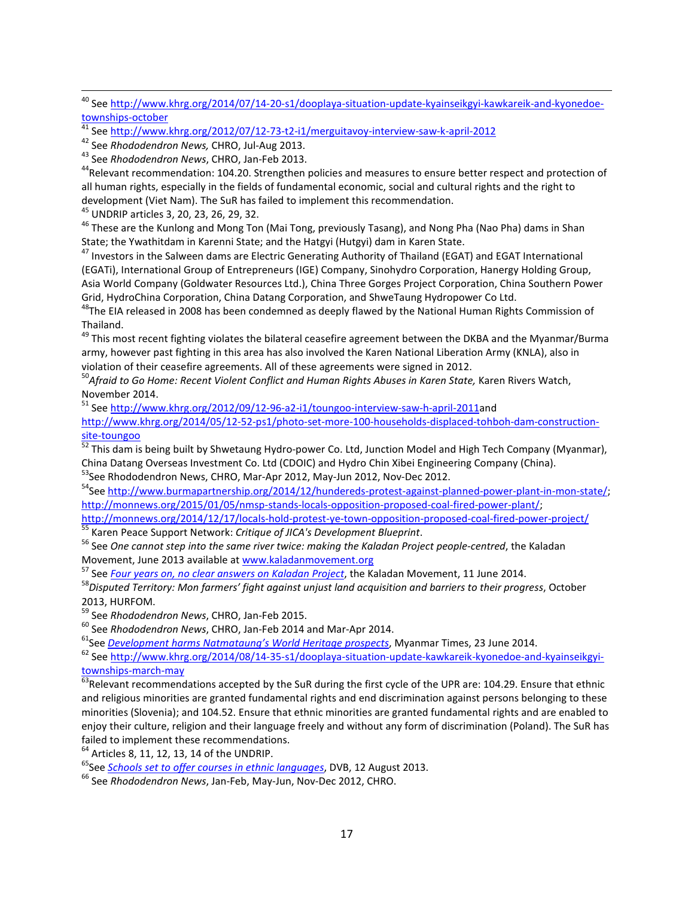[40] See http://www.khrg.org/2014/07/14-20-s1/dooplaya-situation-update-kyainseikgyi-kawkareik-and-kyonedoe-townships-october

[41] See http://www.khrg.org/2012/07/12-73-t2-i1/merguitavoy-interview-saw-k-april-2012

[42] See *Rhododendron News,* CHRO, Jul-Aug 2013.

[43] See *Rhododendron News*, CHRO, Jan-Feb 2013.

[44] Relevant recommendation: 104.20. Strengthen policies and measures to ensure better respect and protection of all human rights, especially in the fields of fundamental economic, social and cultural rights and the right to development (Viet Nam). The SuR has failed to implement this recommendation.

[45] UNDRIP articles 3, 20, 23, 26, 29, 32.

[46] These are the Kunlong and Mong Ton (Mai Tong, previously Tasang), and Nong Pha (Nao Pha) dams in Shan State; the Ywathitdam in Karenni State; and the Hatgyi (Hutgyi) dam in Karen State.

[47] Investors in the Salween dams are Electric Generating Authority of Thailand (EGAT) and EGAT International (EGATi), International Group of Entrepreneurs (IGE) Company, Sinohydro Corporation, Hanergy Holding Group, Asia World Company (Goldwater Resources Ltd.), China Three Gorges Project Corporation, China Southern Power Grid, HydroChina Corporation, China Datang Corporation, and ShweTaung Hydropower Co Ltd.

[48] The EIA released in 2008 has been condemned as deeply flawed by the National Human Rights Commission of Thailand.

[49] This most recent fighting violates the bilateral ceasefire agreement between the DKBA and the Myanmar/Burma army, however past fighting in this area has also involved the Karen National Liberation Army (KNLA), also in violation of their ceasefire agreements. All of these agreements were signed in 2012.

[50] *Afraid to Go Home: Recent Violent Conflict and Human Rights Abuses in Karen State,* Karen Rivers Watch, November 2014.

[51] See http://www.khrg.org/2012/09/12-96-a2-i1/toungoo-interview-saw-h-april-2011and http://www.khrg.org/2014/05/12-52-ps1/photo-set-more-100-households-displaced-tohboh-dam-construction-site-toungoo

[52] This dam is being built by Shwetaung Hydro-power Co. Ltd, Junction Model and High Tech Company (Myanmar), China Datang Overseas Investment Co. Ltd (CDOIC) and Hydro Chin Xibei Engineering Company (China).

[53] See Rhododendron News, CHRO, Mar-Apr 2012, May-Jun 2012, Nov-Dec 2012.

[54] See http://www.burmapartnership.org/2014/12/hundereds-protest-against-planned-power-plant-in-mon-state/; http://monnews.org/2015/01/05/nmsp-stands-locals-opposition-proposed-coal-fired-power-plant/; http://monnews.org/2014/12/17/locals-hold-protest-ye-town-opposition-proposed-coal-fired-power-project/

[55] Karen Peace Support Network: *Critique of JICA's Development Blueprint*.

[56] See *One cannot step into the same river twice: making the Kaladan Project people-centred*, the Kaladan Movement, June 2013 available at www.kaladanmovement.org

[57] See *Four years on, no clear answers on Kaladan Project*, the Kaladan Movement, 11 June 2014.

[58] *Disputed Territory: Mon farmers' fight against unjust land acquisition and barriers to their progress*, October 2013, HURFOM.

[59] See *Rhododendron News*, CHRO, Jan-Feb 2015.

[60] See *Rhododendron News*, CHRO, Jan-Feb 2014 and Mar-Apr 2014.

[61] See *Development harms Natmataung's World Heritage prospects*, Myanmar Times, 23 June 2014.

[62] See http://www.khrg.org/2014/08/14-35-s1/dooplaya-situation-update-kawkareik-kyonedoe-and-kyainseikgyi-townships-march-may

[63] Relevant recommendations accepted by the SuR during the first cycle of the UPR are: 104.29. Ensure that ethnic and religious minorities are granted fundamental rights and end discrimination against persons belonging to these minorities (Slovenia); and 104.52. Ensure that ethnic minorities are granted fundamental rights and are enabled to enjoy their culture, religion and their language freely and without any form of discrimination (Poland). The SuR has failed to implement these recommendations.

[64] Articles 8, 11, 12, 13, 14 of the UNDRIP.

[65] See *Schools set to offer courses in ethnic languages*, DVB, 12 August 2013.

[66] See *Rhododendron News*, Jan-Feb, May-Jun, Nov-Dec 2012, CHRO.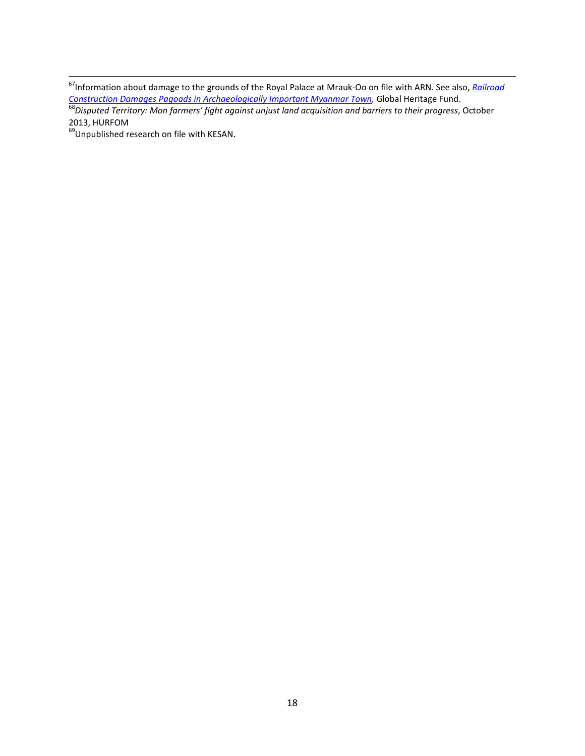[67]Information about damage to the grounds of the Royal Palace at Mrauk-Oo on file with ARN. See also, *Railroad Construction Damages Pagoads in Archaeologically Important Myanmar Town,* Global Heritage Fund.

[68]*Disputed Territory: Mon farmers' fight against unjust land acquisition and barriers to their progress*, October 2013, HURFOM

[69]Unpublished research on file with KESAN.